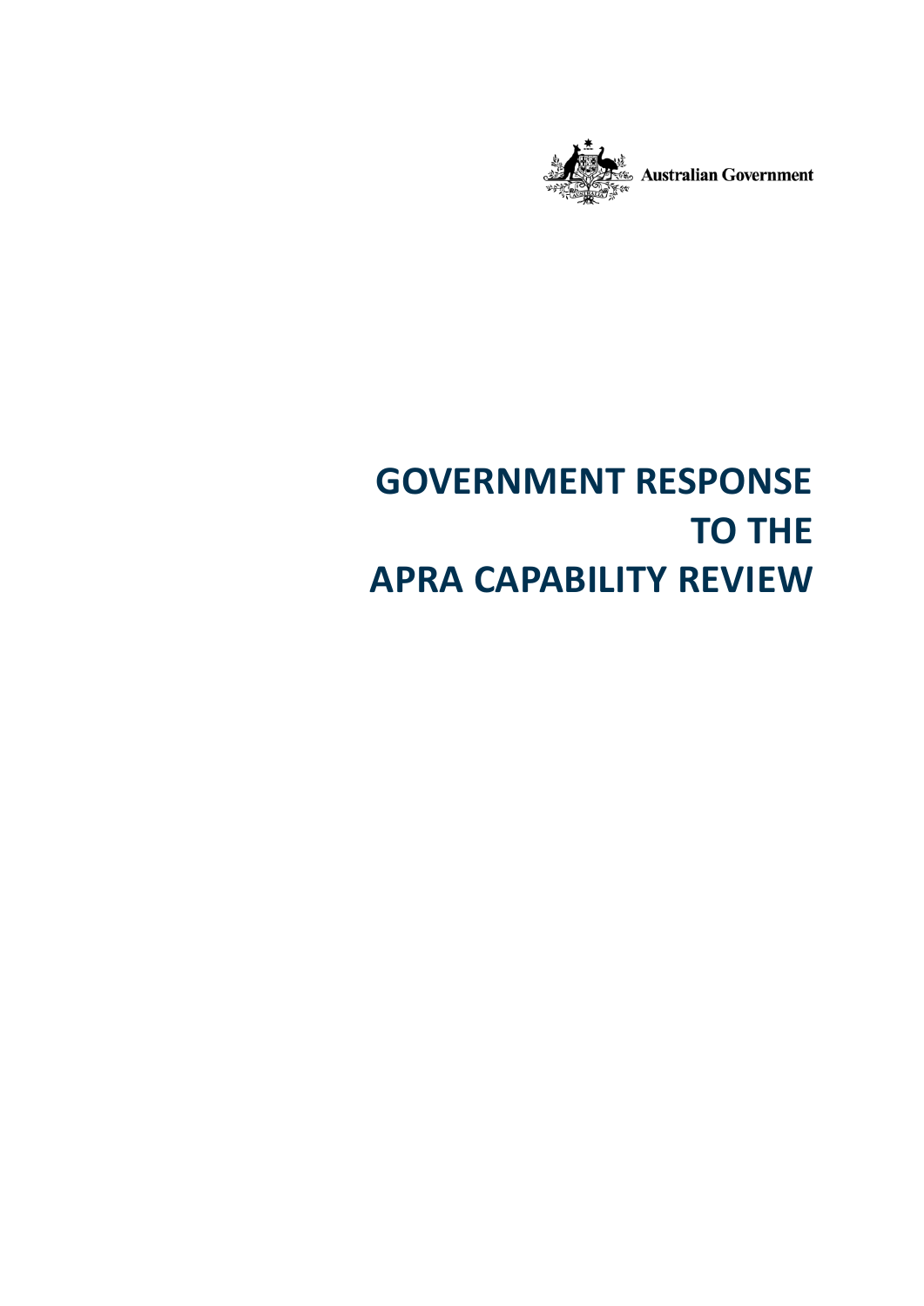Australian Government

# GOVERNMENT RESPONSE TO THE APRA CAPABILITY REVIEW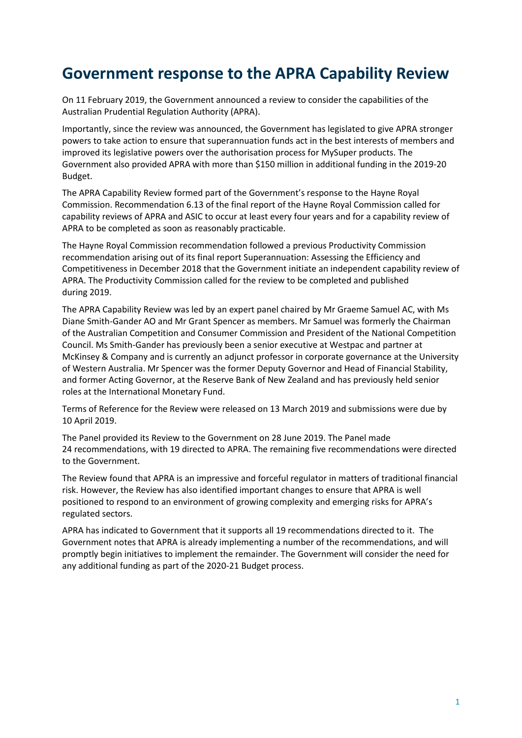# Government response to the APRA Capability Review

On 11 February 2019, the Government announced a review to consider the capabilities of the Australian Prudential Regulation Authority (APRA).

Importantly, since the review was announced, the Government has legislated to give APRA stronger powers to take action to ensure that superannuation funds act in the best interests of members and improved its legislative powers over the authorisation process for MySuper products. The Government also provided APRA with more than $150 million in additional funding in the 2019-20 Budget.

The APRA Capability Review formed part of the Government's response to the Hayne Royal Commission. Recommendation 6.13 of the final report of the Hayne Royal Commission called for capability reviews of APRA and ASIC to occur at least every four years and for a capability review of APRA to be completed as soon as reasonably practicable.

The Hayne Royal Commission recommendation followed a previous Productivity Commission recommendation arising out of its final report Superannuation: Assessing the Efficiency and Competitiveness in December 2018 that the Government initiate an independent capability review of APRA. The Productivity Commission called for the review to be completed and published during 2019.

The APRA Capability Review was led by an expert panel chaired by Mr Graeme Samuel AC, with Ms Diane Smith-Gander AO and Mr Grant Spencer as members. Mr Samuel was formerly the Chairman of the Australian Competition and Consumer Commission and President of the National Competition Council. Ms Smith-Gander has previously been a senior executive at Westpac and partner at McKinsey & Company and is currently an adjunct professor in corporate governance at the University of Western Australia. Mr Spencer was the former Deputy Governor and Head of Financial Stability, and former Acting Governor, at the Reserve Bank of New Zealand and has previously held senior roles at the International Monetary Fund.

Terms of Reference for the Review were released on 13 March 2019 and submissions were due by 10 April 2019.

The Panel provided its Review to the Government on 28 June 2019. The Panel made 24 recommendations, with 19 directed to APRA. The remaining five recommendations were directed to the Government.

The Review found that APRA is an impressive and forceful regulator in matters of traditional financial risk. However, the Review has also identified important changes to ensure that APRA is well positioned to respond to an environment of growing complexity and emerging risks for APRA's regulated sectors.

APRA has indicated to Government that it supports all 19 recommendations directed to it. The Government notes that APRA is already implementing a number of the recommendations, and will promptly begin initiatives to implement the remainder. The Government will consider the need for any additional funding as part of the 2020-21 Budget process.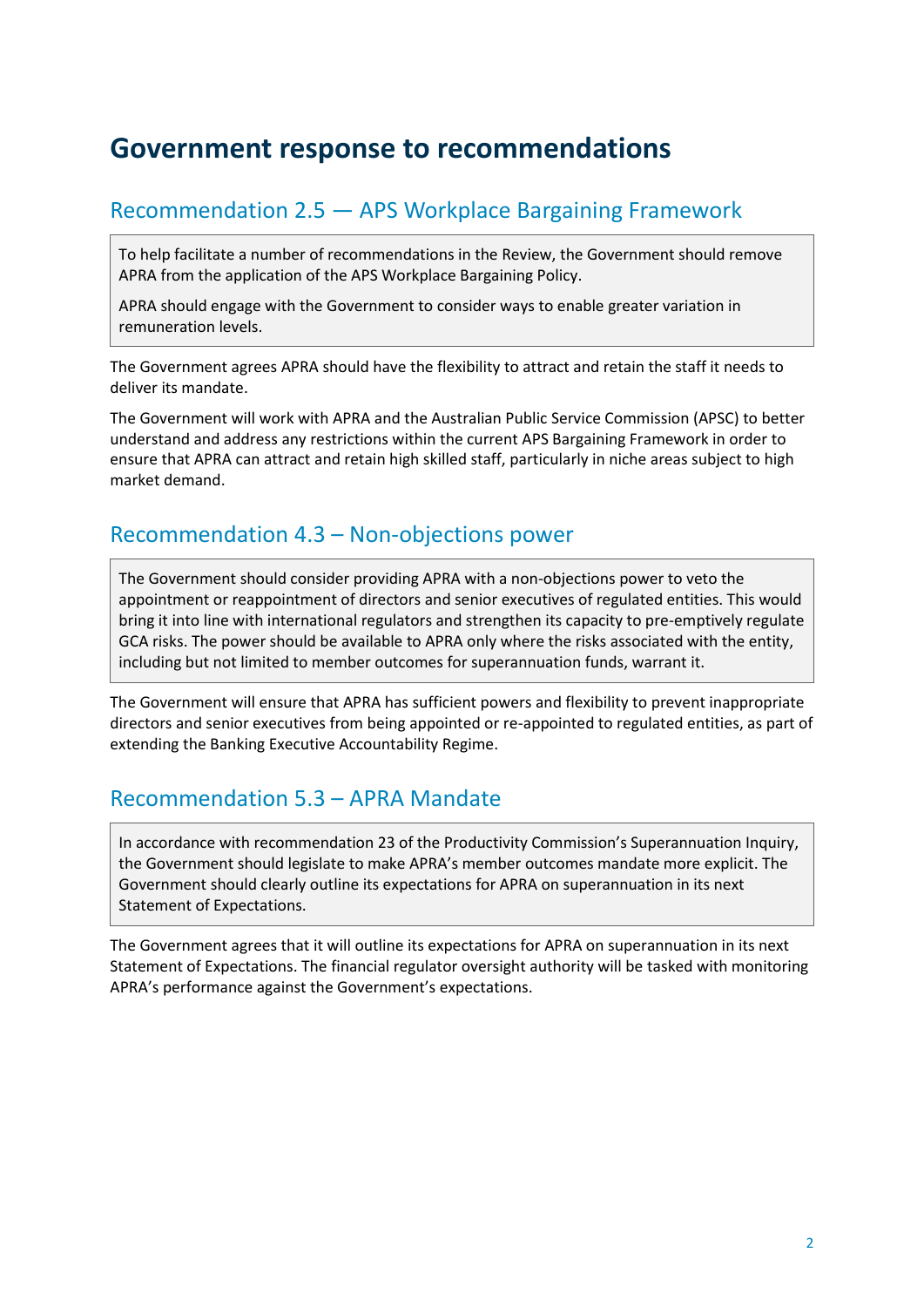# Government response to recommendations

## Recommendation 2.5 — APS Workplace Bargaining Framework

> To help facilitate a number of recommendations in the Review, the Government should remove APRA from the application of the APS Workplace Bargaining Policy.
>
> APRA should engage with the Government to consider ways to enable greater variation in remuneration levels.

The Government agrees APRA should have the flexibility to attract and retain the staff it needs to deliver its mandate.

The Government will work with APRA and the Australian Public Service Commission (APSC) to better understand and address any restrictions within the current APS Bargaining Framework in order to ensure that APRA can attract and retain high skilled staff, particularly in niche areas subject to high market demand.

## Recommendation 4.3 – Non-objections power

> The Government should consider providing APRA with a non-objections power to veto the appointment or reappointment of directors and senior executives of regulated entities. This would bring it into line with international regulators and strengthen its capacity to pre-emptively regulate GCA risks. The power should be available to APRA only where the risks associated with the entity, including but not limited to member outcomes for superannuation funds, warrant it.

The Government will ensure that APRA has sufficient powers and flexibility to prevent inappropriate directors and senior executives from being appointed or re-appointed to regulated entities, as part of extending the Banking Executive Accountability Regime.

## Recommendation 5.3 – APRA Mandate

> In accordance with recommendation 23 of the Productivity Commission's Superannuation Inquiry, the Government should legislate to make APRA's member outcomes mandate more explicit. The Government should clearly outline its expectations for APRA on superannuation in its next Statement of Expectations.

The Government agrees that it will outline its expectations for APRA on superannuation in its next Statement of Expectations. The financial regulator oversight authority will be tasked with monitoring APRA's performance against the Government's expectations.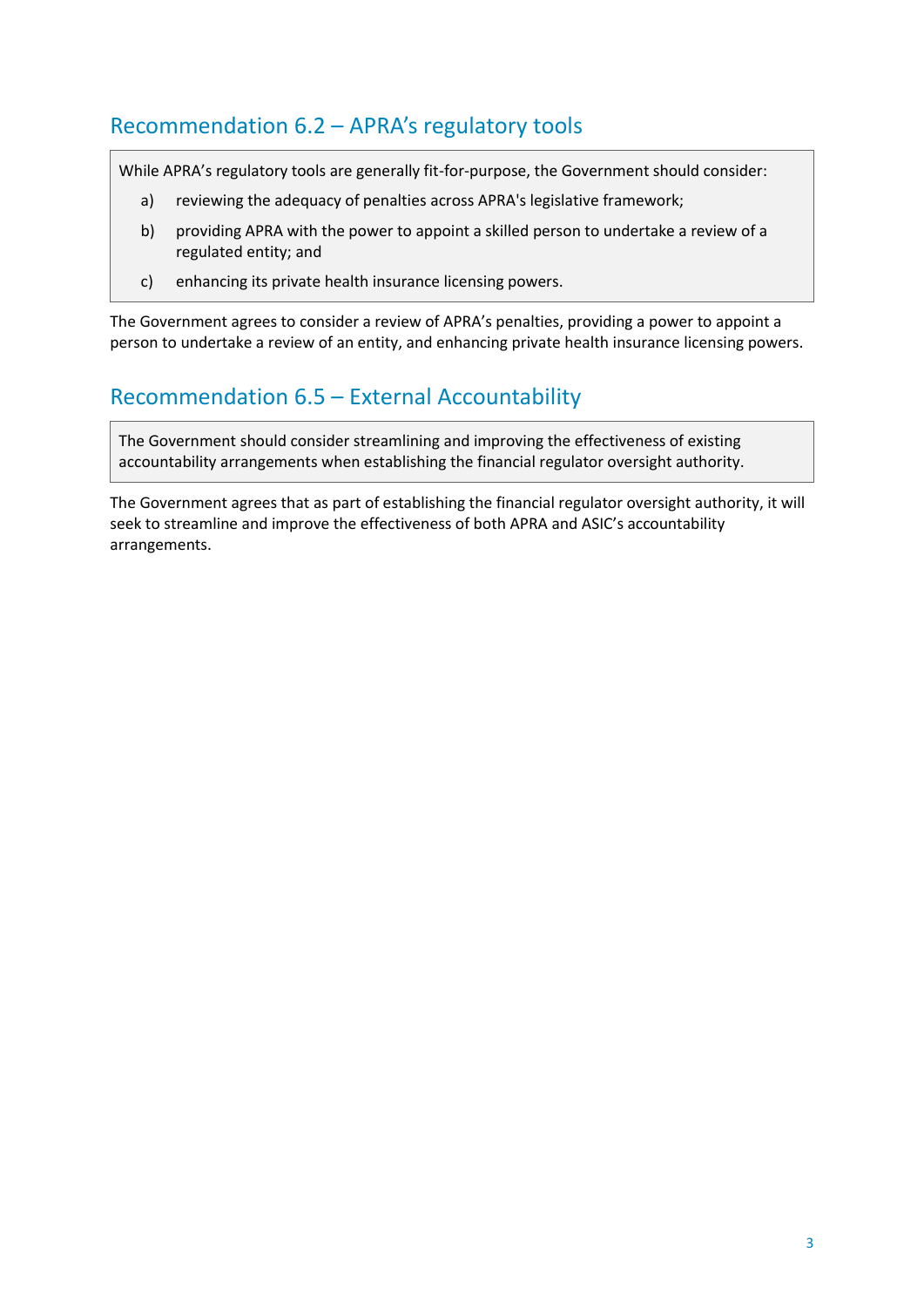## Recommendation 6.2 – APRA’s regulatory tools

> While APRA’s regulatory tools are generally fit-for-purpose, the Government should consider:
>
> a) reviewing the adequacy of penalties across APRA's legislative framework;
>
> b) providing APRA with the power to appoint a skilled person to undertake a review of a regulated entity; and
>
> c) enhancing its private health insurance licensing powers.

The Government agrees to consider a review of APRA’s penalties, providing a power to appoint a person to undertake a review of an entity, and enhancing private health insurance licensing powers.

## Recommendation 6.5 – External Accountability

> The Government should consider streamlining and improving the effectiveness of existing accountability arrangements when establishing the financial regulator oversight authority.

The Government agrees that as part of establishing the financial regulator oversight authority, it will seek to streamline and improve the effectiveness of both APRA and ASIC’s accountability arrangements.